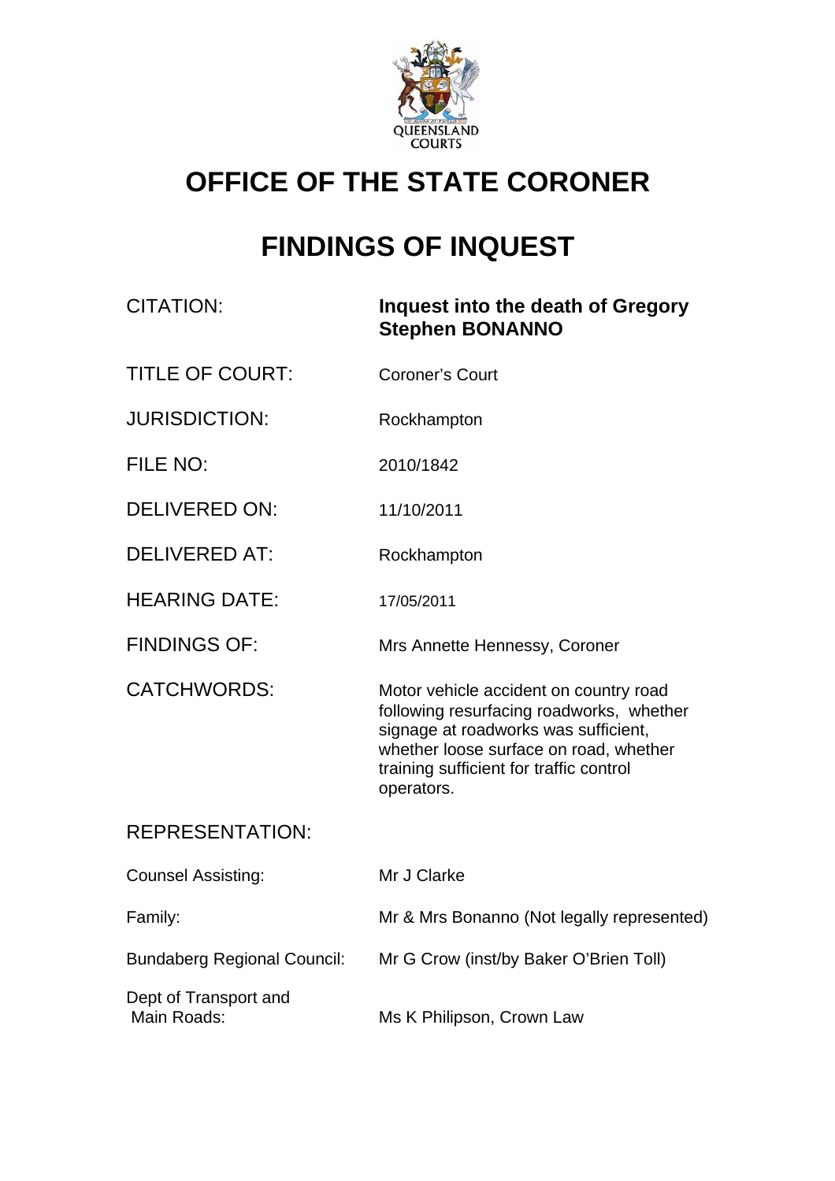# OFFICE OF THE STATE CORONER

# FINDINGS OF INQUEST

| | |
|---|---|
| CITATION: | **Inquest into the death of Gregory Stephen BONANNO** |
| TITLE OF COURT: | Coroner's Court |
| JURISDICTION: | Rockhampton |
| FILE NO: | 2010/1842 |
| DELIVERED ON: | 11/10/2011 |
| DELIVERED AT: | Rockhampton |
| HEARING DATE: | 17/05/2011 |
| FINDINGS OF: | Mrs Annette Hennessy, Coroner |
| CATCHWORDS: | Motor vehicle accident on country road following resurfacing roadworks, whether signage at roadworks was sufficient, whether loose surface on road, whether training sufficient for traffic control operators. |

REPRESENTATION:

| | |
|---|---|
| Counsel Assisting: | Mr J Clarke |
| Family: | Mr & Mrs Bonanno (Not legally represented) |
| Bundaberg Regional Council: | Mr G Crow (inst/by Baker O'Brien Toll) |
| Dept of Transport and Main Roads: | Ms K Philipson, Crown Law |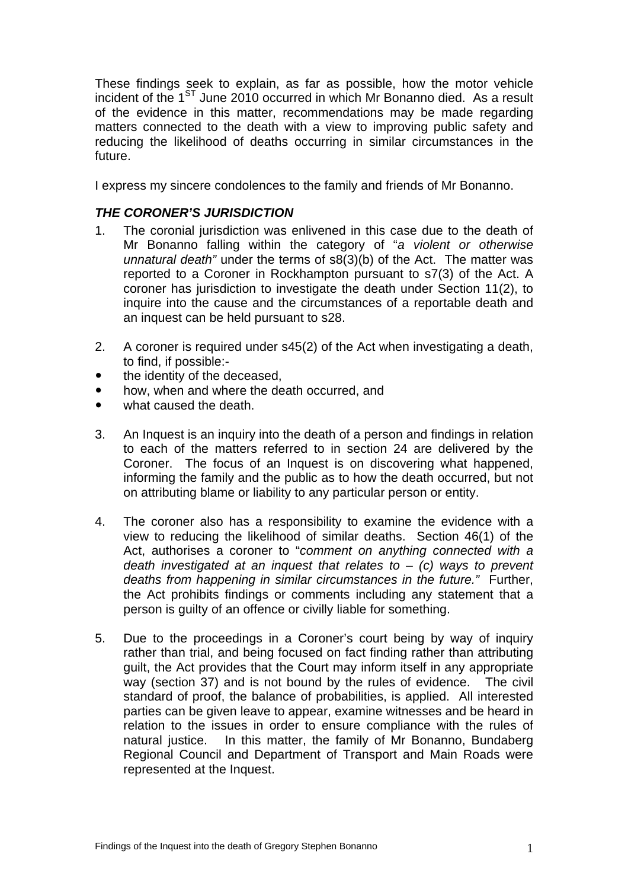These findings seek to explain, as far as possible, how the motor vehicle incident of the 1ST June 2010 occurred in which Mr Bonanno died. As a result of the evidence in this matter, recommendations may be made regarding matters connected to the death with a view to improving public safety and reducing the likelihood of deaths occurring in similar circumstances in the future.

I express my sincere condolences to the family and friends of Mr Bonanno.

### *THE CORONER'S JURISDICTION*

1. The coronial jurisdiction was enlivened in this case due to the death of Mr Bonanno falling within the category of "*a violent or otherwise unnatural death"* under the terms of s8(3)(b) of the Act. The matter was reported to a Coroner in Rockhampton pursuant to s7(3) of the Act. A coroner has jurisdiction to investigate the death under Section 11(2), to inquire into the cause and the circumstances of a reportable death and an inquest can be held pursuant to s28.

2. A coroner is required under s45(2) of the Act when investigating a death, to find, if possible:-
   - the identity of the deceased,
   - how, when and where the death occurred, and
   - what caused the death.

3. An Inquest is an inquiry into the death of a person and findings in relation to each of the matters referred to in section 24 are delivered by the Coroner. The focus of an Inquest is on discovering what happened, informing the family and the public as to how the death occurred, but not on attributing blame or liability to any particular person or entity.

4. The coroner also has a responsibility to examine the evidence with a view to reducing the likelihood of similar deaths. Section 46(1) of the Act, authorises a coroner to "*comment on anything connected with a death investigated at an inquest that relates to – (c) ways to prevent deaths from happening in similar circumstances in the future."* Further, the Act prohibits findings or comments including any statement that a person is guilty of an offence or civilly liable for something.

5. Due to the proceedings in a Coroner's court being by way of inquiry rather than trial, and being focused on fact finding rather than attributing guilt, the Act provides that the Court may inform itself in any appropriate way (section 37) and is not bound by the rules of evidence. The civil standard of proof, the balance of probabilities, is applied. All interested parties can be given leave to appear, examine witnesses and be heard in relation to the issues in order to ensure compliance with the rules of natural justice. In this matter, the family of Mr Bonanno, Bundaberg Regional Council and Department of Transport and Main Roads were represented at the Inquest.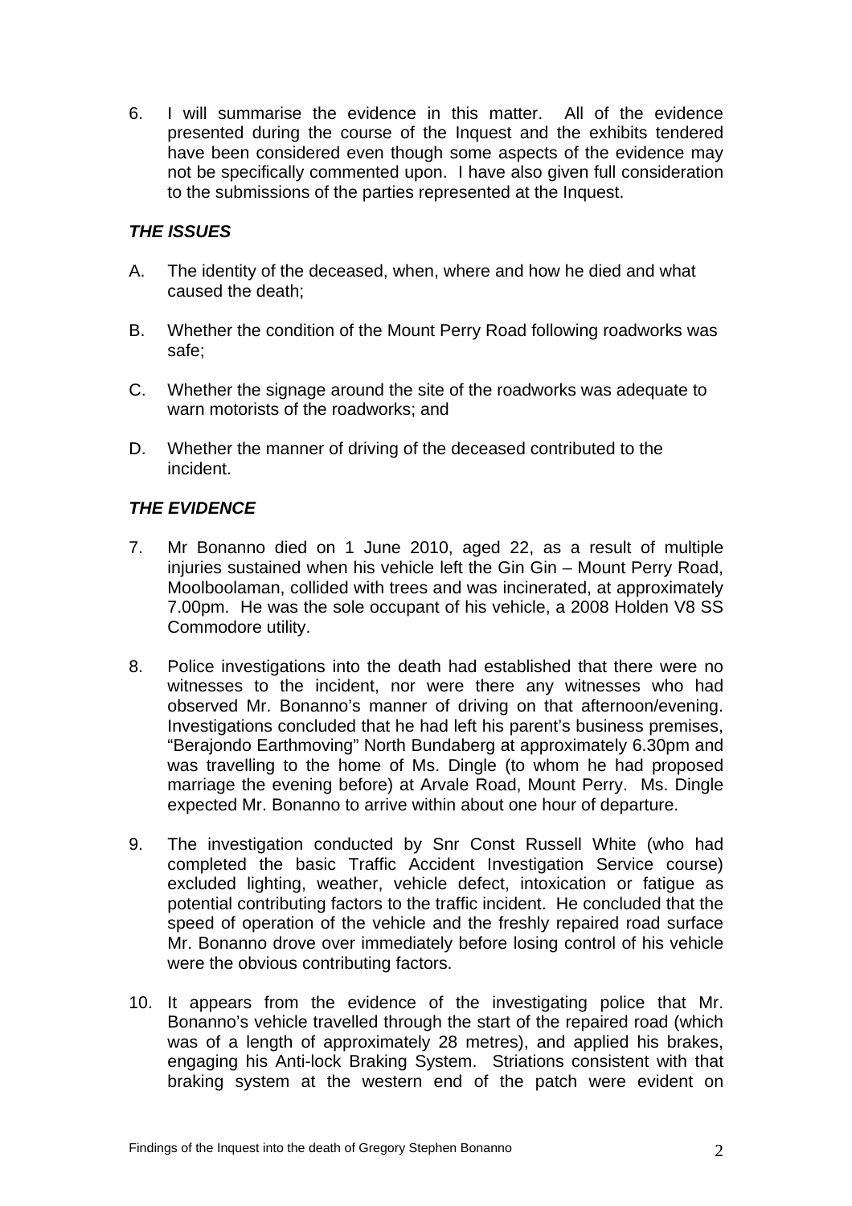6. I will summarise the evidence in this matter. All of the evidence presented during the course of the Inquest and the exhibits tendered have been considered even though some aspects of the evidence may not be specifically commented upon. I have also given full consideration to the submissions of the parties represented at the Inquest.

### *THE ISSUES*

A. The identity of the deceased, when, where and how he died and what caused the death;

B. Whether the condition of the Mount Perry Road following roadworks was safe;

C. Whether the signage around the site of the roadworks was adequate to warn motorists of the roadworks; and

D. Whether the manner of driving of the deceased contributed to the incident.

### *THE EVIDENCE*

7. Mr Bonanno died on 1 June 2010, aged 22, as a result of multiple injuries sustained when his vehicle left the Gin Gin – Mount Perry Road, Moolboolaman, collided with trees and was incinerated, at approximately 7.00pm. He was the sole occupant of his vehicle, a 2008 Holden V8 SS Commodore utility.

8. Police investigations into the death had established that there were no witnesses to the incident, nor were there any witnesses who had observed Mr. Bonanno's manner of driving on that afternoon/evening. Investigations concluded that he had left his parent's business premises, "Berajondo Earthmoving" North Bundaberg at approximately 6.30pm and was travelling to the home of Ms. Dingle (to whom he had proposed marriage the evening before) at Arvale Road, Mount Perry. Ms. Dingle expected Mr. Bonanno to arrive within about one hour of departure.

9. The investigation conducted by Snr Const Russell White (who had completed the basic Traffic Accident Investigation Service course) excluded lighting, weather, vehicle defect, intoxication or fatigue as potential contributing factors to the traffic incident. He concluded that the speed of operation of the vehicle and the freshly repaired road surface Mr. Bonanno drove over immediately before losing control of his vehicle were the obvious contributing factors.

10. It appears from the evidence of the investigating police that Mr. Bonanno's vehicle travelled through the start of the repaired road (which was of a length of approximately 28 metres), and applied his brakes, engaging his Anti-lock Braking System. Striations consistent with that braking system at the western end of the patch were evident on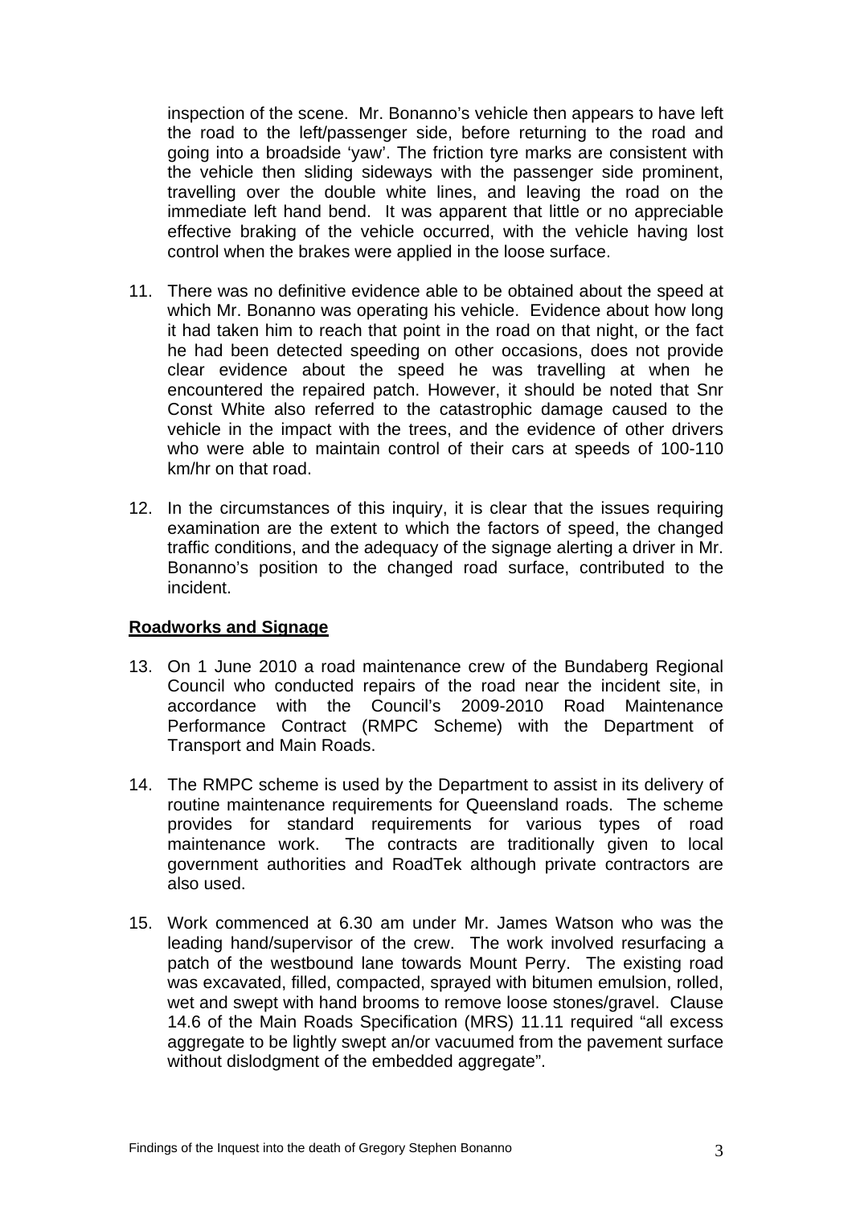inspection of the scene. Mr. Bonanno's vehicle then appears to have left the road to the left/passenger side, before returning to the road and going into a broadside 'yaw'. The friction tyre marks are consistent with the vehicle then sliding sideways with the passenger side prominent, travelling over the double white lines, and leaving the road on the immediate left hand bend. It was apparent that little or no appreciable effective braking of the vehicle occurred, with the vehicle having lost control when the brakes were applied in the loose surface.

11. There was no definitive evidence able to be obtained about the speed at which Mr. Bonanno was operating his vehicle. Evidence about how long it had taken him to reach that point in the road on that night, or the fact he had been detected speeding on other occasions, does not provide clear evidence about the speed he was travelling at when he encountered the repaired patch. However, it should be noted that Snr Const White also referred to the catastrophic damage caused to the vehicle in the impact with the trees, and the evidence of other drivers who were able to maintain control of their cars at speeds of 100-110 km/hr on that road.

12. In the circumstances of this inquiry, it is clear that the issues requiring examination are the extent to which the factors of speed, the changed traffic conditions, and the adequacy of the signage alerting a driver in Mr. Bonanno's position to the changed road surface, contributed to the incident.

**Roadworks and Signage**

13. On 1 June 2010 a road maintenance crew of the Bundaberg Regional Council who conducted repairs of the road near the incident site, in accordance with the Council's 2009-2010 Road Maintenance Performance Contract (RMPC Scheme) with the Department of Transport and Main Roads.

14. The RMPC scheme is used by the Department to assist in its delivery of routine maintenance requirements for Queensland roads. The scheme provides for standard requirements for various types of road maintenance work. The contracts are traditionally given to local government authorities and RoadTek although private contractors are also used.

15. Work commenced at 6.30 am under Mr. James Watson who was the leading hand/supervisor of the crew. The work involved resurfacing a patch of the westbound lane towards Mount Perry. The existing road was excavated, filled, compacted, sprayed with bitumen emulsion, rolled, wet and swept with hand brooms to remove loose stones/gravel. Clause 14.6 of the Main Roads Specification (MRS) 11.11 required "all excess aggregate to be lightly swept an/or vacuumed from the pavement surface without dislodgment of the embedded aggregate".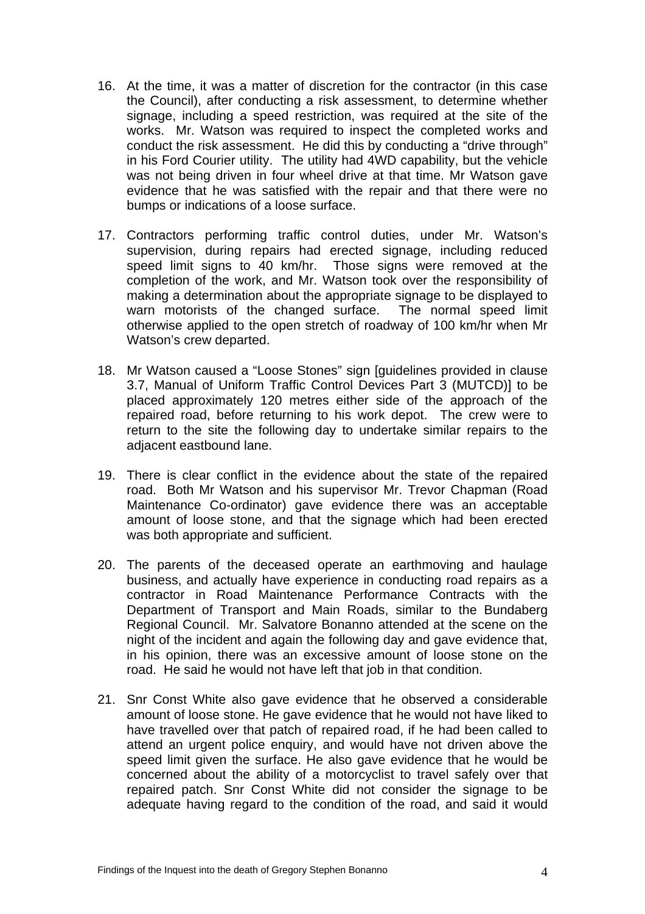16. At the time, it was a matter of discretion for the contractor (in this case the Council), after conducting a risk assessment, to determine whether signage, including a speed restriction, was required at the site of the works. Mr. Watson was required to inspect the completed works and conduct the risk assessment. He did this by conducting a "drive through" in his Ford Courier utility. The utility had 4WD capability, but the vehicle was not being driven in four wheel drive at that time. Mr Watson gave evidence that he was satisfied with the repair and that there were no bumps or indications of a loose surface.

17. Contractors performing traffic control duties, under Mr. Watson's supervision, during repairs had erected signage, including reduced speed limit signs to 40 km/hr. Those signs were removed at the completion of the work, and Mr. Watson took over the responsibility of making a determination about the appropriate signage to be displayed to warn motorists of the changed surface. The normal speed limit otherwise applied to the open stretch of roadway of 100 km/hr when Mr Watson's crew departed.

18. Mr Watson caused a "Loose Stones" sign [guidelines provided in clause 3.7, Manual of Uniform Traffic Control Devices Part 3 (MUTCD)] to be placed approximately 120 metres either side of the approach of the repaired road, before returning to his work depot. The crew were to return to the site the following day to undertake similar repairs to the adjacent eastbound lane.

19. There is clear conflict in the evidence about the state of the repaired road. Both Mr Watson and his supervisor Mr. Trevor Chapman (Road Maintenance Co-ordinator) gave evidence there was an acceptable amount of loose stone, and that the signage which had been erected was both appropriate and sufficient.

20. The parents of the deceased operate an earthmoving and haulage business, and actually have experience in conducting road repairs as a contractor in Road Maintenance Performance Contracts with the Department of Transport and Main Roads, similar to the Bundaberg Regional Council. Mr. Salvatore Bonanno attended at the scene on the night of the incident and again the following day and gave evidence that, in his opinion, there was an excessive amount of loose stone on the road. He said he would not have left that job in that condition.

21. Snr Const White also gave evidence that he observed a considerable amount of loose stone. He gave evidence that he would not have liked to have travelled over that patch of repaired road, if he had been called to attend an urgent police enquiry, and would have not driven above the speed limit given the surface. He also gave evidence that he would be concerned about the ability of a motorcyclist to travel safely over that repaired patch. Snr Const White did not consider the signage to be adequate having regard to the condition of the road, and said it would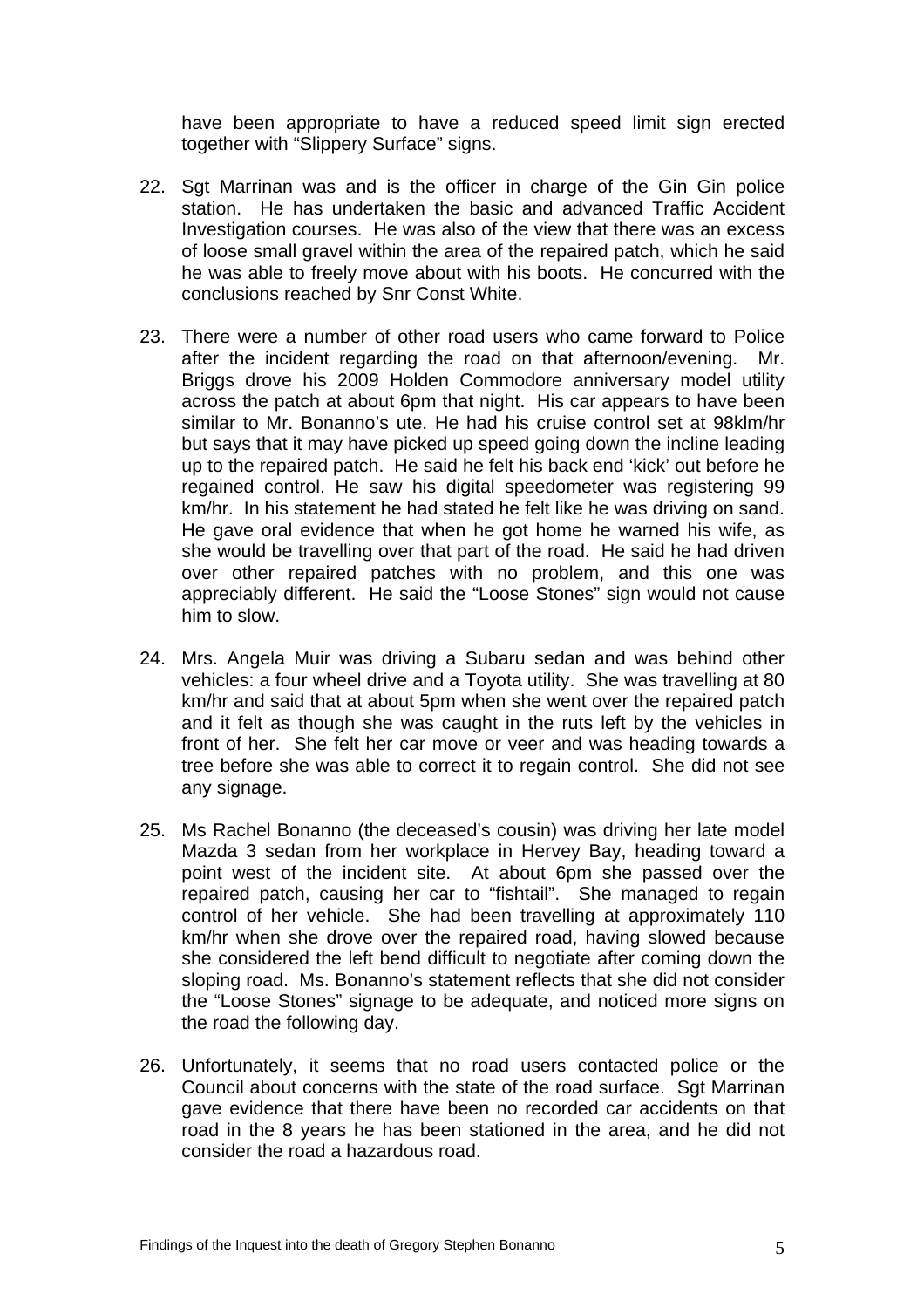have been appropriate to have a reduced speed limit sign erected together with "Slippery Surface" signs.

22. Sgt Marrinan was and is the officer in charge of the Gin Gin police station. He has undertaken the basic and advanced Traffic Accident Investigation courses. He was also of the view that there was an excess of loose small gravel within the area of the repaired patch, which he said he was able to freely move about with his boots. He concurred with the conclusions reached by Snr Const White.

23. There were a number of other road users who came forward to Police after the incident regarding the road on that afternoon/evening. Mr. Briggs drove his 2009 Holden Commodore anniversary model utility across the patch at about 6pm that night. His car appears to have been similar to Mr. Bonanno's ute. He had his cruise control set at 98klm/hr but says that it may have picked up speed going down the incline leading up to the repaired patch. He said he felt his back end 'kick' out before he regained control. He saw his digital speedometer was registering 99 km/hr. In his statement he had stated he felt like he was driving on sand. He gave oral evidence that when he got home he warned his wife, as she would be travelling over that part of the road. He said he had driven over other repaired patches with no problem, and this one was appreciably different. He said the "Loose Stones" sign would not cause him to slow.

24. Mrs. Angela Muir was driving a Subaru sedan and was behind other vehicles: a four wheel drive and a Toyota utility. She was travelling at 80 km/hr and said that at about 5pm when she went over the repaired patch and it felt as though she was caught in the ruts left by the vehicles in front of her. She felt her car move or veer and was heading towards a tree before she was able to correct it to regain control. She did not see any signage.

25. Ms Rachel Bonanno (the deceased's cousin) was driving her late model Mazda 3 sedan from her workplace in Hervey Bay, heading toward a point west of the incident site. At about 6pm she passed over the repaired patch, causing her car to "fishtail". She managed to regain control of her vehicle. She had been travelling at approximately 110 km/hr when she drove over the repaired road, having slowed because she considered the left bend difficult to negotiate after coming down the sloping road. Ms. Bonanno's statement reflects that she did not consider the "Loose Stones" signage to be adequate, and noticed more signs on the road the following day.

26. Unfortunately, it seems that no road users contacted police or the Council about concerns with the state of the road surface. Sgt Marrinan gave evidence that there have been no recorded car accidents on that road in the 8 years he has been stationed in the area, and he did not consider the road a hazardous road.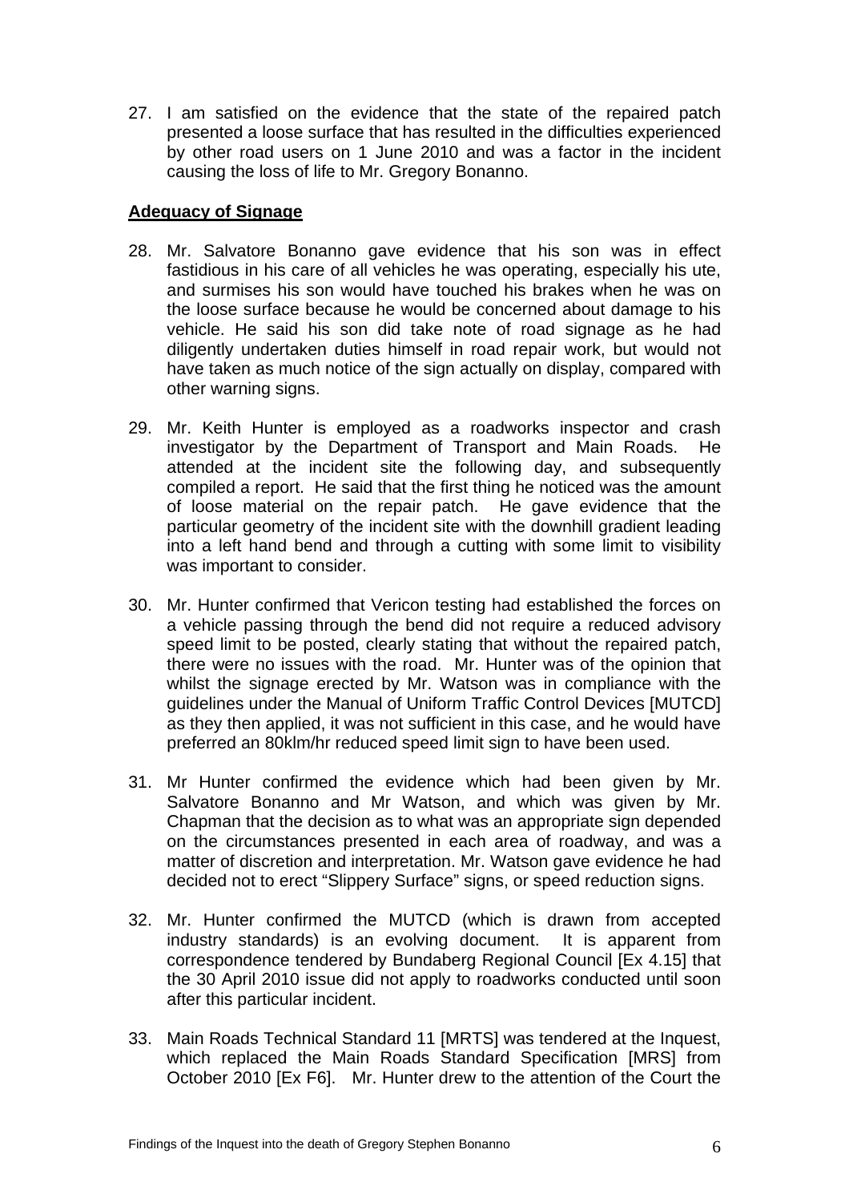27. I am satisfied on the evidence that the state of the repaired patch presented a loose surface that has resulted in the difficulties experienced by other road users on 1 June 2010 and was a factor in the incident causing the loss of life to Mr. Gregory Bonanno.

## Adequacy of Signage

28. Mr. Salvatore Bonanno gave evidence that his son was in effect fastidious in his care of all vehicles he was operating, especially his ute, and surmises his son would have touched his brakes when he was on the loose surface because he would be concerned about damage to his vehicle. He said his son did take note of road signage as he had diligently undertaken duties himself in road repair work, but would not have taken as much notice of the sign actually on display, compared with other warning signs.

29. Mr. Keith Hunter is employed as a roadworks inspector and crash investigator by the Department of Transport and Main Roads. He attended at the incident site the following day, and subsequently compiled a report. He said that the first thing he noticed was the amount of loose material on the repair patch. He gave evidence that the particular geometry of the incident site with the downhill gradient leading into a left hand bend and through a cutting with some limit to visibility was important to consider.

30. Mr. Hunter confirmed that Vericon testing had established the forces on a vehicle passing through the bend did not require a reduced advisory speed limit to be posted, clearly stating that without the repaired patch, there were no issues with the road. Mr. Hunter was of the opinion that whilst the signage erected by Mr. Watson was in compliance with the guidelines under the Manual of Uniform Traffic Control Devices [MUTCD] as they then applied, it was not sufficient in this case, and he would have preferred an 80klm/hr reduced speed limit sign to have been used.

31. Mr Hunter confirmed the evidence which had been given by Mr. Salvatore Bonanno and Mr Watson, and which was given by Mr. Chapman that the decision as to what was an appropriate sign depended on the circumstances presented in each area of roadway, and was a matter of discretion and interpretation. Mr. Watson gave evidence he had decided not to erect "Slippery Surface" signs, or speed reduction signs.

32. Mr. Hunter confirmed the MUTCD (which is drawn from accepted industry standards) is an evolving document. It is apparent from correspondence tendered by Bundaberg Regional Council [Ex 4.15] that the 30 April 2010 issue did not apply to roadworks conducted until soon after this particular incident.

33. Main Roads Technical Standard 11 [MRTS] was tendered at the Inquest, which replaced the Main Roads Standard Specification [MRS] from October 2010 [Ex F6]. Mr. Hunter drew to the attention of the Court the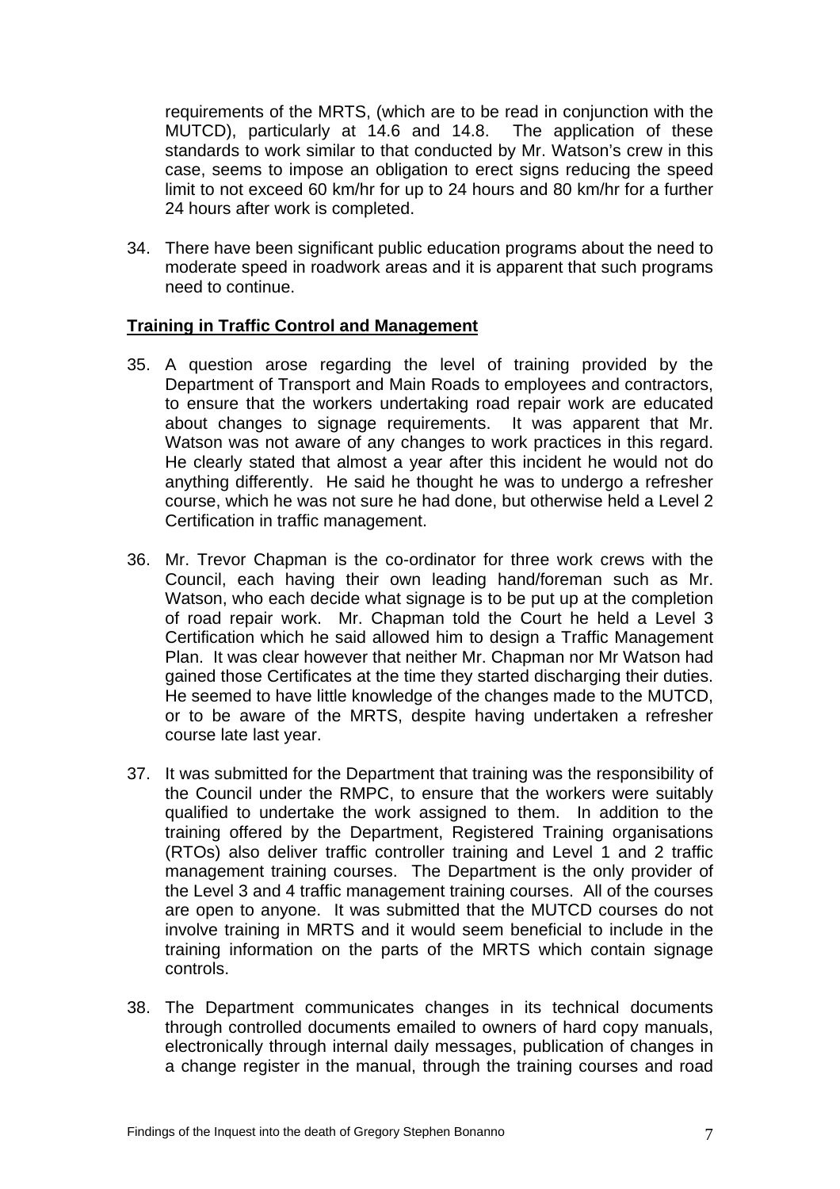requirements of the MRTS, (which are to be read in conjunction with the MUTCD), particularly at 14.6 and 14.8. The application of these standards to work similar to that conducted by Mr. Watson's crew in this case, seems to impose an obligation to erect signs reducing the speed limit to not exceed 60 km/hr for up to 24 hours and 80 km/hr for a further 24 hours after work is completed.

34. There have been significant public education programs about the need to moderate speed in roadwork areas and it is apparent that such programs need to continue.

**Training in Traffic Control and Management**

35. A question arose regarding the level of training provided by the Department of Transport and Main Roads to employees and contractors, to ensure that the workers undertaking road repair work are educated about changes to signage requirements. It was apparent that Mr. Watson was not aware of any changes to work practices in this regard. He clearly stated that almost a year after this incident he would not do anything differently. He said he thought he was to undergo a refresher course, which he was not sure he had done, but otherwise held a Level 2 Certification in traffic management.

36. Mr. Trevor Chapman is the co-ordinator for three work crews with the Council, each having their own leading hand/foreman such as Mr. Watson, who each decide what signage is to be put up at the completion of road repair work. Mr. Chapman told the Court he held a Level 3 Certification which he said allowed him to design a Traffic Management Plan. It was clear however that neither Mr. Chapman nor Mr Watson had gained those Certificates at the time they started discharging their duties. He seemed to have little knowledge of the changes made to the MUTCD, or to be aware of the MRTS, despite having undertaken a refresher course late last year.

37. It was submitted for the Department that training was the responsibility of the Council under the RMPC, to ensure that the workers were suitably qualified to undertake the work assigned to them. In addition to the training offered by the Department, Registered Training organisations (RTOs) also deliver traffic controller training and Level 1 and 2 traffic management training courses. The Department is the only provider of the Level 3 and 4 traffic management training courses. All of the courses are open to anyone. It was submitted that the MUTCD courses do not involve training in MRTS and it would seem beneficial to include in the training information on the parts of the MRTS which contain signage controls.

38. The Department communicates changes in its technical documents through controlled documents emailed to owners of hard copy manuals, electronically through internal daily messages, publication of changes in a change register in the manual, through the training courses and road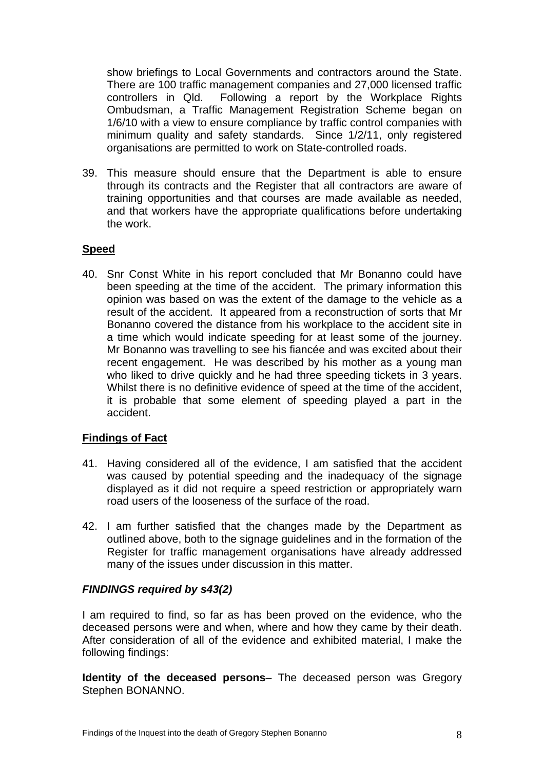show briefings to Local Governments and contractors around the State. There are 100 traffic management companies and 27,000 licensed traffic controllers in Qld. Following a report by the Workplace Rights Ombudsman, a Traffic Management Registration Scheme began on 1/6/10 with a view to ensure compliance by traffic control companies with minimum quality and safety standards. Since 1/2/11, only registered organisations are permitted to work on State-controlled roads.

39. This measure should ensure that the Department is able to ensure through its contracts and the Register that all contractors are aware of training opportunities and that courses are made available as needed, and that workers have the appropriate qualifications before undertaking the work.

## Speed

40. Snr Const White in his report concluded that Mr Bonanno could have been speeding at the time of the accident. The primary information this opinion was based on was the extent of the damage to the vehicle as a result of the accident. It appeared from a reconstruction of sorts that Mr Bonanno covered the distance from his workplace to the accident site in a time which would indicate speeding for at least some of the journey. Mr Bonanno was travelling to see his fiancée and was excited about their recent engagement. He was described by his mother as a young man who liked to drive quickly and he had three speeding tickets in 3 years. Whilst there is no definitive evidence of speed at the time of the accident, it is probable that some element of speeding played a part in the accident.

## Findings of Fact

41. Having considered all of the evidence, I am satisfied that the accident was caused by potential speeding and the inadequacy of the signage displayed as it did not require a speed restriction or appropriately warn road users of the looseness of the surface of the road.

42. I am further satisfied that the changes made by the Department as outlined above, both to the signage guidelines and in the formation of the Register for traffic management organisations have already addressed many of the issues under discussion in this matter.

## *FINDINGS required by s43(2)*

I am required to find, so far as has been proved on the evidence, who the deceased persons were and when, where and how they came by their death. After consideration of all of the evidence and exhibited material, I make the following findings:

**Identity of the deceased persons**– The deceased person was Gregory Stephen BONANNO.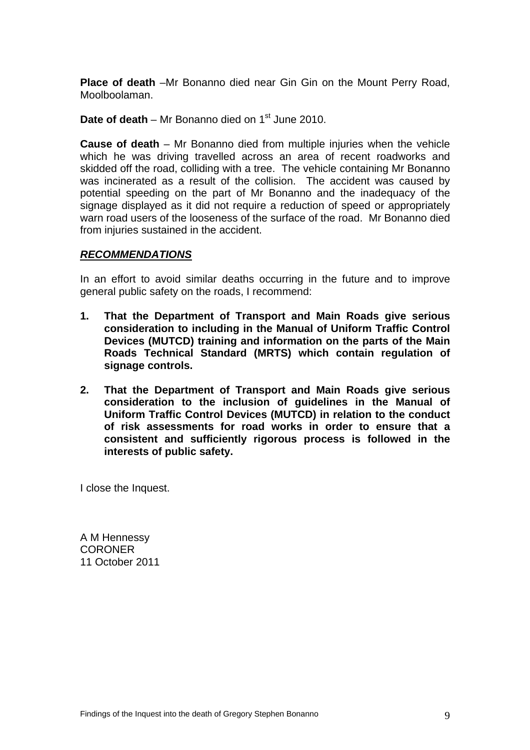**Place of death** –Mr Bonanno died near Gin Gin on the Mount Perry Road, Moolboolaman.

**Date of death** – Mr Bonanno died on 1st June 2010.

**Cause of death** – Mr Bonanno died from multiple injuries when the vehicle which he was driving travelled across an area of recent roadworks and skidded off the road, colliding with a tree. The vehicle containing Mr Bonanno was incinerated as a result of the collision. The accident was caused by potential speeding on the part of Mr Bonanno and the inadequacy of the signage displayed as it did not require a reduction of speed or appropriately warn road users of the looseness of the surface of the road. Mr Bonanno died from injuries sustained in the accident.

***RECOMMENDATIONS***

In an effort to avoid similar deaths occurring in the future and to improve general public safety on the roads, I recommend:

1. **That the Department of Transport and Main Roads give serious consideration to including in the Manual of Uniform Traffic Control Devices (MUTCD) training and information on the parts of the Main Roads Technical Standard (MRTS) which contain regulation of signage controls.**

2. **That the Department of Transport and Main Roads give serious consideration to the inclusion of guidelines in the Manual of Uniform Traffic Control Devices (MUTCD) in relation to the conduct of risk assessments for road works in order to ensure that a consistent and sufficiently rigorous process is followed in the interests of public safety.**

I close the Inquest.

A M Hennessy
CORONER
11 October 2011